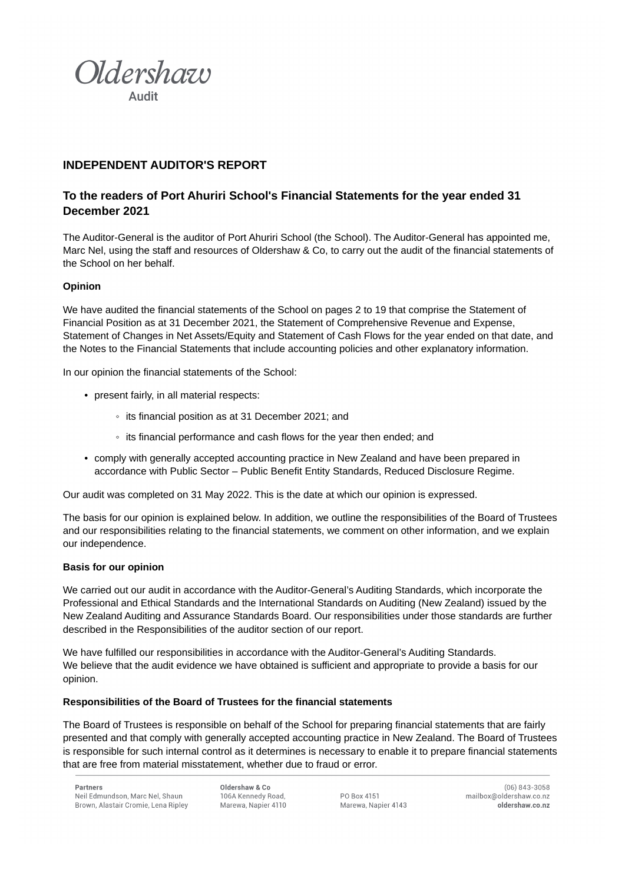Oldershaw

Audit

# INDEPENDENT AUDITOR'S REPORT

## To the readers of Port Ahuriri School's Financial Statements for the year ended 31 December 2021

The Auditor-General is the auditor of Port Ahuriri School (the School). The Auditor-General has appointed me, Marc Nel, using the staff and resources of Oldershaw & Co, to carry out the audit of the financial statements of the School on her behalf.

**Opinion**

We have audited the financial statements of the School on pages 2 to 19 that comprise the Statement of Financial Position as at 31 December 2021, the Statement of Comprehensive Revenue and Expense, Statement of Changes in Net Assets/Equity and Statement of Cash Flows for the year ended on that date, and the Notes to the Financial Statements that include accounting policies and other explanatory information.

In our opinion the financial statements of the School:

- present fairly, in all material respects:
    - its financial position as at 31 December 2021; and
    - its financial performance and cash flows for the year then ended; and
- comply with generally accepted accounting practice in New Zealand and have been prepared in accordance with Public Sector – Public Benefit Entity Standards, Reduced Disclosure Regime.

Our audit was completed on 31 May 2022. This is the date at which our opinion is expressed.

The basis for our opinion is explained below. In addition, we outline the responsibilities of the Board of Trustees and our responsibilities relating to the financial statements, we comment on other information, and we explain our independence.

**Basis for our opinion**

We carried out our audit in accordance with the Auditor-General's Auditing Standards, which incorporate the Professional and Ethical Standards and the International Standards on Auditing (New Zealand) issued by the New Zealand Auditing and Assurance Standards Board. Our responsibilities under those standards are further described in the Responsibilities of the auditor section of our report.

We have fulfilled our responsibilities in accordance with the Auditor-General's Auditing Standards.
We believe that the audit evidence we have obtained is sufficient and appropriate to provide a basis for our opinion.

**Responsibilities of the Board of Trustees for the financial statements**

The Board of Trustees is responsible on behalf of the School for preparing financial statements that are fairly presented and that comply with generally accepted accounting practice in New Zealand. The Board of Trustees is responsible for such internal control as it determines is necessary to enable it to prepare financial statements that are free from material misstatement, whether due to fraud or error.

**Partners**
Neil Edmundson, Marc Nel, Shaun Brown, Alastair Cromie, Lena Ripley

**Oldershaw & Co**
106A Kennedy Road,
Marewa, Napier 4110

PO Box 4151
Marewa, Napier 4143

(06) 843-3058
mailbox@oldershaw.co.nz
**oldershaw.co.nz**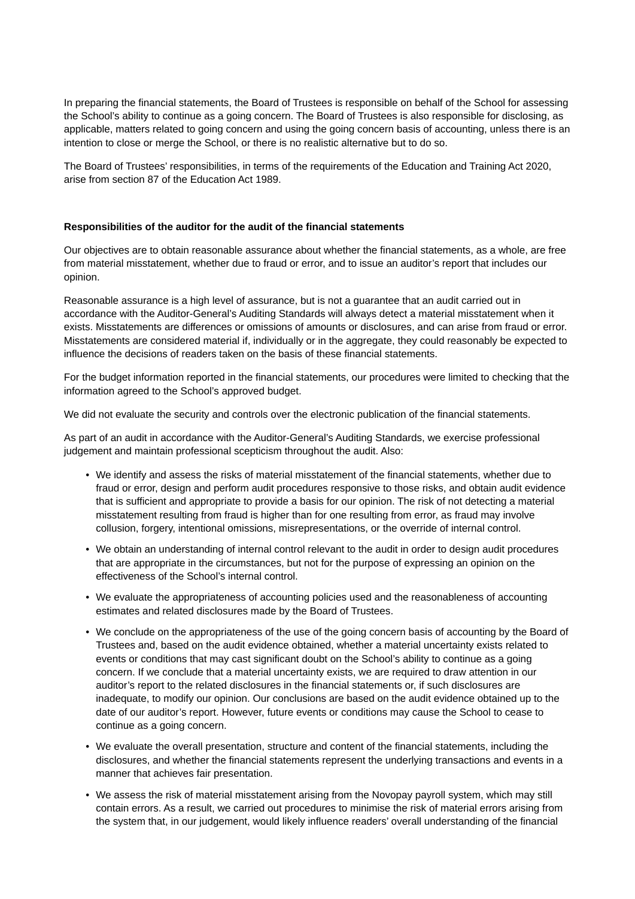In preparing the financial statements, the Board of Trustees is responsible on behalf of the School for assessing the School's ability to continue as a going concern. The Board of Trustees is also responsible for disclosing, as applicable, matters related to going concern and using the going concern basis of accounting, unless there is an intention to close or merge the School, or there is no realistic alternative but to do so.

The Board of Trustees' responsibilities, in terms of the requirements of the Education and Training Act 2020, arise from section 87 of the Education Act 1989.

**Responsibilities of the auditor for the audit of the financial statements**

Our objectives are to obtain reasonable assurance about whether the financial statements, as a whole, are free from material misstatement, whether due to fraud or error, and to issue an auditor's report that includes our opinion.

Reasonable assurance is a high level of assurance, but is not a guarantee that an audit carried out in accordance with the Auditor-General's Auditing Standards will always detect a material misstatement when it exists. Misstatements are differences or omissions of amounts or disclosures, and can arise from fraud or error. Misstatements are considered material if, individually or in the aggregate, they could reasonably be expected to influence the decisions of readers taken on the basis of these financial statements.

For the budget information reported in the financial statements, our procedures were limited to checking that the information agreed to the School's approved budget.

We did not evaluate the security and controls over the electronic publication of the financial statements.

As part of an audit in accordance with the Auditor-General's Auditing Standards, we exercise professional judgement and maintain professional scepticism throughout the audit. Also:

- We identify and assess the risks of material misstatement of the financial statements, whether due to fraud or error, design and perform audit procedures responsive to those risks, and obtain audit evidence that is sufficient and appropriate to provide a basis for our opinion. The risk of not detecting a material misstatement resulting from fraud is higher than for one resulting from error, as fraud may involve collusion, forgery, intentional omissions, misrepresentations, or the override of internal control.
- We obtain an understanding of internal control relevant to the audit in order to design audit procedures that are appropriate in the circumstances, but not for the purpose of expressing an opinion on the effectiveness of the School's internal control.
- We evaluate the appropriateness of accounting policies used and the reasonableness of accounting estimates and related disclosures made by the Board of Trustees.
- We conclude on the appropriateness of the use of the going concern basis of accounting by the Board of Trustees and, based on the audit evidence obtained, whether a material uncertainty exists related to events or conditions that may cast significant doubt on the School's ability to continue as a going concern. If we conclude that a material uncertainty exists, we are required to draw attention in our auditor's report to the related disclosures in the financial statements or, if such disclosures are inadequate, to modify our opinion. Our conclusions are based on the audit evidence obtained up to the date of our auditor's report. However, future events or conditions may cause the School to cease to continue as a going concern.
- We evaluate the overall presentation, structure and content of the financial statements, including the disclosures, and whether the financial statements represent the underlying transactions and events in a manner that achieves fair presentation.
- We assess the risk of material misstatement arising from the Novopay payroll system, which may still contain errors. As a result, we carried out procedures to minimise the risk of material errors arising from the system that, in our judgement, would likely influence readers' overall understanding of the financial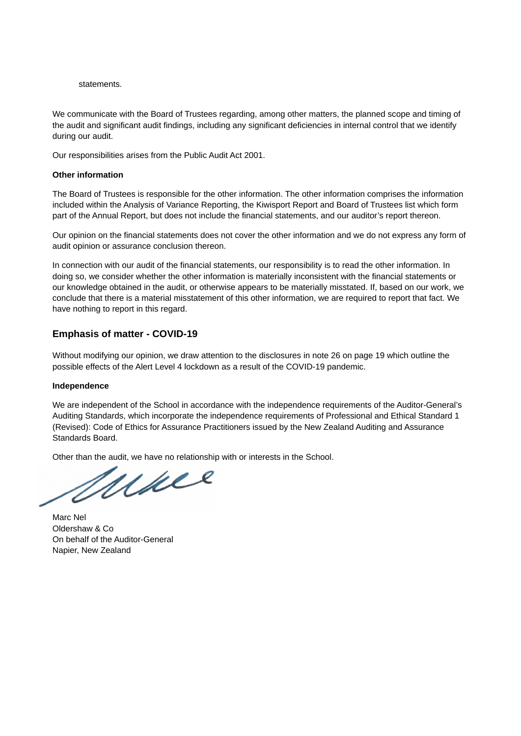statements.

We communicate with the Board of Trustees regarding, among other matters, the planned scope and timing of the audit and significant audit findings, including any significant deficiencies in internal control that we identify during our audit.

Our responsibilities arises from the Public Audit Act 2001.

**Other information**

The Board of Trustees is responsible for the other information. The other information comprises the information included within the Analysis of Variance Reporting, the Kiwisport Report and Board of Trustees list which form part of the Annual Report, but does not include the financial statements, and our auditor's report thereon.

Our opinion on the financial statements does not cover the other information and we do not express any form of audit opinion or assurance conclusion thereon.

In connection with our audit of the financial statements, our responsibility is to read the other information. In doing so, we consider whether the other information is materially inconsistent with the financial statements or our knowledge obtained in the audit, or otherwise appears to be materially misstated. If, based on our work, we conclude that there is a material misstatement of this other information, we are required to report that fact. We have nothing to report in this regard.

## Emphasis of matter - COVID-19

Without modifying our opinion, we draw attention to the disclosures in note 26 on page 19 which outline the possible effects of the Alert Level 4 lockdown as a result of the COVID-19 pandemic.

**Independence**

We are independent of the School in accordance with the independence requirements of the Auditor-General's Auditing Standards, which incorporate the independence requirements of Professional and Ethical Standard 1 (Revised): Code of Ethics for Assurance Practitioners issued by the New Zealand Auditing and Assurance Standards Board.

Other than the audit, we have no relationship with or interests in the School.

Marc Nel
Oldershaw & Co
On behalf of the Auditor-General
Napier, New Zealand